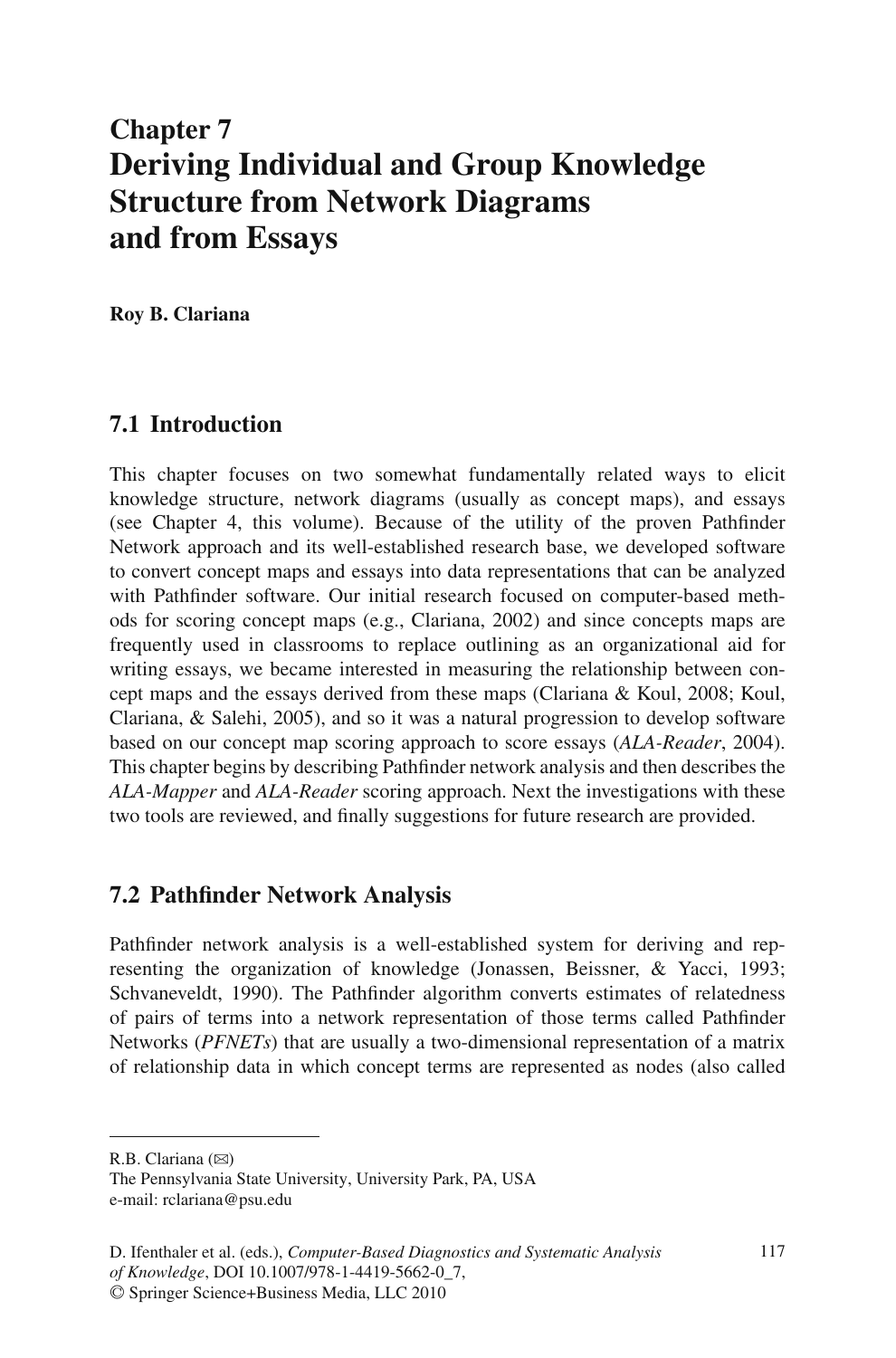# Chapter 7
# Deriving Individual and Group Knowledge Structure from Network Diagrams and from Essays

**Roy B. Clariana**

## 7.1 Introduction

This chapter focuses on two somewhat fundamentally related ways to elicit knowledge structure, network diagrams (usually as concept maps), and essays (see Chapter 4, this volume). Because of the utility of the proven Pathfinder Network approach and its well-established research base, we developed software to convert concept maps and essays into data representations that can be analyzed with Pathfinder software. Our initial research focused on computer-based methods for scoring concept maps (e.g., Clariana, 2002) and since concepts maps are frequently used in classrooms to replace outlining as an organizational aid for writing essays, we became interested in measuring the relationship between concept maps and the essays derived from these maps (Clariana & Koul, 2008; Koul, Clariana, & Salehi, 2005), and so it was a natural progression to develop software based on our concept map scoring approach to score essays (*ALA-Reader*, 2004). This chapter begins by describing Pathfinder network analysis and then describes the *ALA-Mapper* and *ALA-Reader* scoring approach. Next the investigations with these two tools are reviewed, and finally suggestions for future research are provided.

## 7.2 Pathfinder Network Analysis

Pathfinder network analysis is a well-established system for deriving and representing the organization of knowledge (Jonassen, Beissner, & Yacci, 1993; Schvaneveldt, 1990). The Pathfinder algorithm converts estimates of relatedness of pairs of terms into a network representation of those terms called Pathfinder Networks (*PFNETs*) that are usually a two-dimensional representation of a matrix of relationship data in which concept terms are represented as nodes (also called

---

R.B. Clariana (✉)
The Pennsylvania State University, University Park, PA, USA
e-mail: rclariana@psu.edu

D. Ifenthaler et al. (eds.), *Computer-Based Diagnostics and Systematic Analysis of Knowledge*, DOI 10.1007/978-1-4419-5662-0_7,
© Springer Science+Business Media, LLC 2010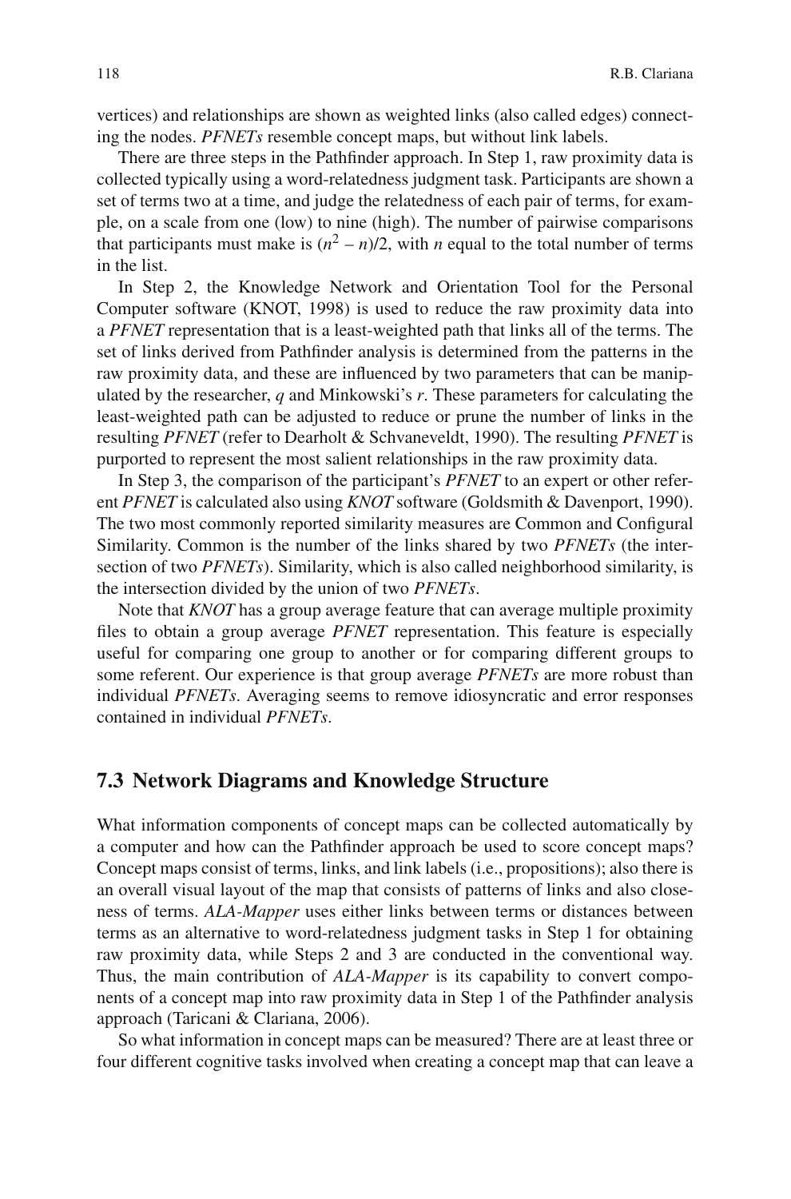vertices) and relationships are shown as weighted links (also called edges) connecting the nodes. *PFNETs* resemble concept maps, but without link labels.

There are three steps in the Pathfinder approach. In Step 1, raw proximity data is collected typically using a word-relatedness judgment task. Participants are shown a set of terms two at a time, and judge the relatedness of each pair of terms, for example, on a scale from one (low) to nine (high). The number of pairwise comparisons that participants must make is $(n^2 - n)/2$, with $n$ equal to the total number of terms in the list.

In Step 2, the Knowledge Network and Orientation Tool for the Personal Computer software (KNOT, 1998) is used to reduce the raw proximity data into a *PFNET* representation that is a least-weighted path that links all of the terms. The set of links derived from Pathfinder analysis is determined from the patterns in the raw proximity data, and these are influenced by two parameters that can be manipulated by the researcher, $q$ and Minkowski's $r$. These parameters for calculating the least-weighted path can be adjusted to reduce or prune the number of links in the resulting *PFNET* (refer to Dearholt & Schvaneveldt, 1990). The resulting *PFNET* is purported to represent the most salient relationships in the raw proximity data.

In Step 3, the comparison of the participant's *PFNET* to an expert or other referent *PFNET* is calculated also using *KNOT* software (Goldsmith & Davenport, 1990). The two most commonly reported similarity measures are Common and Configural Similarity. Common is the number of the links shared by two *PFNETs* (the intersection of two *PFNETs*). Similarity, which is also called neighborhood similarity, is the intersection divided by the union of two *PFNETs*.

Note that *KNOT* has a group average feature that can average multiple proximity files to obtain a group average *PFNET* representation. This feature is especially useful for comparing one group to another or for comparing different groups to some referent. Our experience is that group average *PFNETs* are more robust than individual *PFNETs*. Averaging seems to remove idiosyncratic and error responses contained in individual *PFNETs*.

## 7.3 Network Diagrams and Knowledge Structure

What information components of concept maps can be collected automatically by a computer and how can the Pathfinder approach be used to score concept maps? Concept maps consist of terms, links, and link labels (i.e., propositions); also there is an overall visual layout of the map that consists of patterns of links and also closeness of terms. *ALA-Mapper* uses either links between terms or distances between terms as an alternative to word-relatedness judgment tasks in Step 1 for obtaining raw proximity data, while Steps 2 and 3 are conducted in the conventional way. Thus, the main contribution of *ALA-Mapper* is its capability to convert components of a concept map into raw proximity data in Step 1 of the Pathfinder analysis approach (Taricani & Clariana, 2006).

So what information in concept maps can be measured? There are at least three or four different cognitive tasks involved when creating a concept map that can leave a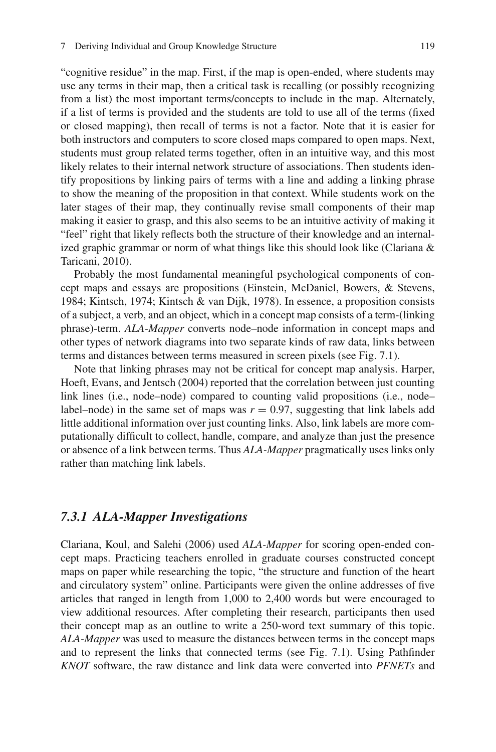“cognitive residue” in the map. First, if the map is open-ended, where students may use any terms in their map, then a critical task is recalling (or possibly recognizing from a list) the most important terms/concepts to include in the map. Alternately, if a list of terms is provided and the students are told to use all of the terms (fixed or closed mapping), then recall of terms is not a factor. Note that it is easier for both instructors and computers to score closed maps compared to open maps. Next, students must group related terms together, often in an intuitive way, and this most likely relates to their internal network structure of associations. Then students identify propositions by linking pairs of terms with a line and adding a linking phrase to show the meaning of the proposition in that context. While students work on the later stages of their map, they continually revise small components of their map making it easier to grasp, and this also seems to be an intuitive activity of making it “feel” right that likely reflects both the structure of their knowledge and an internalized graphic grammar or norm of what things like this should look like (Clariana & Taricani, 2010).

Probably the most fundamental meaningful psychological components of concept maps and essays are propositions (Einstein, McDaniel, Bowers, & Stevens, 1984; Kintsch, 1974; Kintsch & van Dijk, 1978). In essence, a proposition consists of a subject, a verb, and an object, which in a concept map consists of a term-(linking phrase)-term. *ALA-Mapper* converts node–node information in concept maps and other types of network diagrams into two separate kinds of raw data, links between terms and distances between terms measured in screen pixels (see Fig. 7.1).

Note that linking phrases may not be critical for concept map analysis. Harper, Hoeft, Evans, and Jentsch (2004) reported that the correlation between just counting link lines (i.e., node–node) compared to counting valid propositions (i.e., node–label–node) in the same set of maps was $r = 0.97$, suggesting that link labels add little additional information over just counting links. Also, link labels are more computationally difficult to collect, handle, compare, and analyze than just the presence or absence of a link between terms. Thus *ALA-Mapper* pragmatically uses links only rather than matching link labels.

### *7.3.1 ALA-Mapper Investigations*

Clariana, Koul, and Salehi (2006) used *ALA-Mapper* for scoring open-ended concept maps. Practicing teachers enrolled in graduate courses constructed concept maps on paper while researching the topic, “the structure and function of the heart and circulatory system” online. Participants were given the online addresses of five articles that ranged in length from 1,000 to 2,400 words but were encouraged to view additional resources. After completing their research, participants then used their concept map as an outline to write a 250-word text summary of this topic. *ALA-Mapper* was used to measure the distances between terms in the concept maps and to represent the links that connected terms (see Fig. 7.1). Using Pathfinder *KNOT* software, the raw distance and link data were converted into *PFNETs* and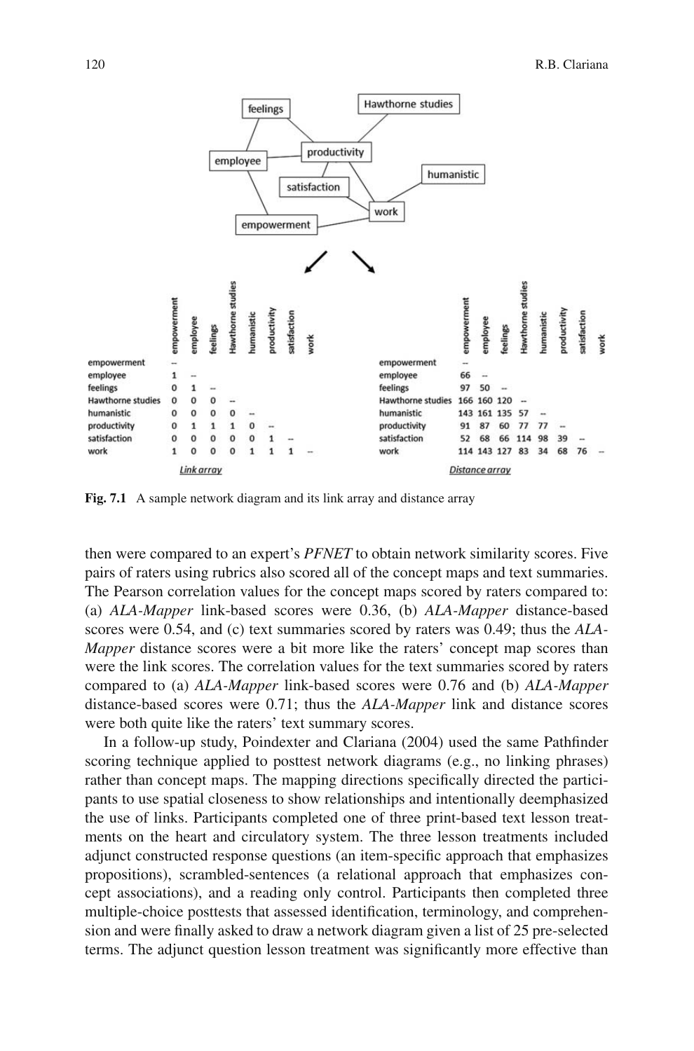| | empowerment | employee | feelings | Hawthorne studies | humanistic | productivity | satisfaction | work |
|---|---|---|---|---|---|---|---|---|
| empowerment | – | | | | | | | |
| employee | 1 | – | | | | | | |
| feelings | 0 | 1 | – | | | | | |
| Hawthorne studies | 0 | 0 | 0 | – | | | | |
| humanistic | 0 | 0 | 0 | 0 | – | | | |
| productivity | 0 | 1 | 1 | 1 | 0 | – | | |
| satisfaction | 0 | 0 | 0 | 0 | 0 | 1 | – | |
| work | 1 | 0 | 0 | 0 | 1 | 1 | 1 | – |

*Link array*

| | empowerment | employee | feelings | Hawthorne studies | humanistic | productivity | satisfaction | work |
|---|---|---|---|---|---|---|---|---|
| empowerment | – | | | | | | | |
| employee | 66 | – | | | | | | |
| feelings | 97 | 50 | – | | | | | |
| Hawthorne studies | 166 | 160 | 120 | – | | | | |
| humanistic | 143 | 161 | 135 | 57 | – | | | |
| productivity | 91 | 87 | 60 | 77 | 77 | – | | |
| satisfaction | 52 | 68 | 66 | 114 | 98 | 39 | – | |
| work | 114 | 143 | 127 | 83 | 34 | 68 | 76 | – |

*Distance array*

**Fig. 7.1** A sample network diagram and its link array and distance array

then were compared to an expert's *PFNET* to obtain network similarity scores. Five pairs of raters using rubrics also scored all of the concept maps and text summaries. The Pearson correlation values for the concept maps scored by raters compared to: (a) *ALA-Mapper* link-based scores were 0.36, (b) *ALA-Mapper* distance-based scores were 0.54, and (c) text summaries scored by raters was 0.49; thus the *ALA-Mapper* distance scores were a bit more like the raters' concept map scores than were the link scores. The correlation values for the text summaries scored by raters compared to (a) *ALA-Mapper* link-based scores were 0.76 and (b) *ALA-Mapper* distance-based scores were 0.71; thus the *ALA-Mapper* link and distance scores were both quite like the raters' text summary scores.

In a follow-up study, Poindexter and Clariana (2004) used the same Pathfinder scoring technique applied to posttest network diagrams (e.g., no linking phrases) rather than concept maps. The mapping directions specifically directed the participants to use spatial closeness to show relationships and intentionally deemphasized the use of links. Participants completed one of three print-based text lesson treatments on the heart and circulatory system. The three lesson treatments included adjunct constructed response questions (an item-specific approach that emphasizes propositions), scrambled-sentences (a relational approach that emphasizes concept associations), and a reading only control. Participants then completed three multiple-choice posttests that assessed identification, terminology, and comprehension and were finally asked to draw a network diagram given a list of 25 pre-selected terms. The adjunct question lesson treatment was significantly more effective than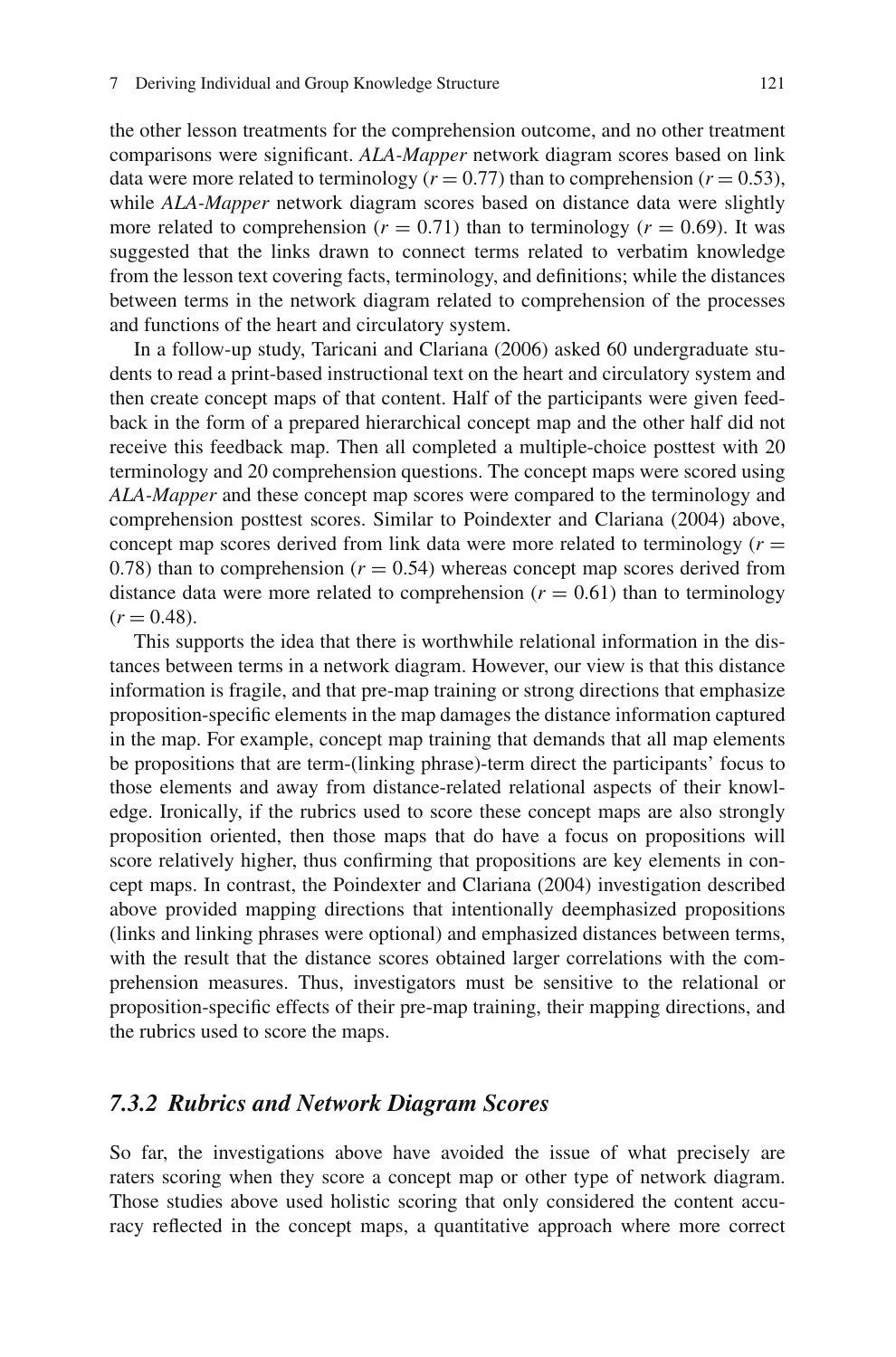the other lesson treatments for the comprehension outcome, and no other treatment comparisons were significant. *ALA-Mapper* network diagram scores based on link data were more related to terminology ($r = 0.77$) than to comprehension ($r = 0.53$), while *ALA-Mapper* network diagram scores based on distance data were slightly more related to comprehension ($r = 0.71$) than to terminology ($r = 0.69$). It was suggested that the links drawn to connect terms related to verbatim knowledge from the lesson text covering facts, terminology, and definitions; while the distances between terms in the network diagram related to comprehension of the processes and functions of the heart and circulatory system.

In a follow-up study, Taricani and Clariana (2006) asked 60 undergraduate students to read a print-based instructional text on the heart and circulatory system and then create concept maps of that content. Half of the participants were given feedback in the form of a prepared hierarchical concept map and the other half did not receive this feedback map. Then all completed a multiple-choice posttest with 20 terminology and 20 comprehension questions. The concept maps were scored using *ALA-Mapper* and these concept map scores were compared to the terminology and comprehension posttest scores. Similar to Poindexter and Clariana (2004) above, concept map scores derived from link data were more related to terminology ($r = 0.78$) than to comprehension ($r = 0.54$) whereas concept map scores derived from distance data were more related to comprehension ($r = 0.61$) than to terminology ($r = 0.48$).

This supports the idea that there is worthwhile relational information in the distances between terms in a network diagram. However, our view is that this distance information is fragile, and that pre-map training or strong directions that emphasize proposition-specific elements in the map damages the distance information captured in the map. For example, concept map training that demands that all map elements be propositions that are term-(linking phrase)-term direct the participants' focus to those elements and away from distance-related relational aspects of their knowledge. Ironically, if the rubrics used to score these concept maps are also strongly proposition oriented, then those maps that do have a focus on propositions will score relatively higher, thus confirming that propositions are key elements in concept maps. In contrast, the Poindexter and Clariana (2004) investigation described above provided mapping directions that intentionally deemphasized propositions (links and linking phrases were optional) and emphasized distances between terms, with the result that the distance scores obtained larger correlations with the comprehension measures. Thus, investigators must be sensitive to the relational or proposition-specific effects of their pre-map training, their mapping directions, and the rubrics used to score the maps.

### *7.3.2 Rubrics and Network Diagram Scores*

So far, the investigations above have avoided the issue of what precisely are raters scoring when they score a concept map or other type of network diagram. Those studies above used holistic scoring that only considered the content accuracy reflected in the concept maps, a quantitative approach where more correct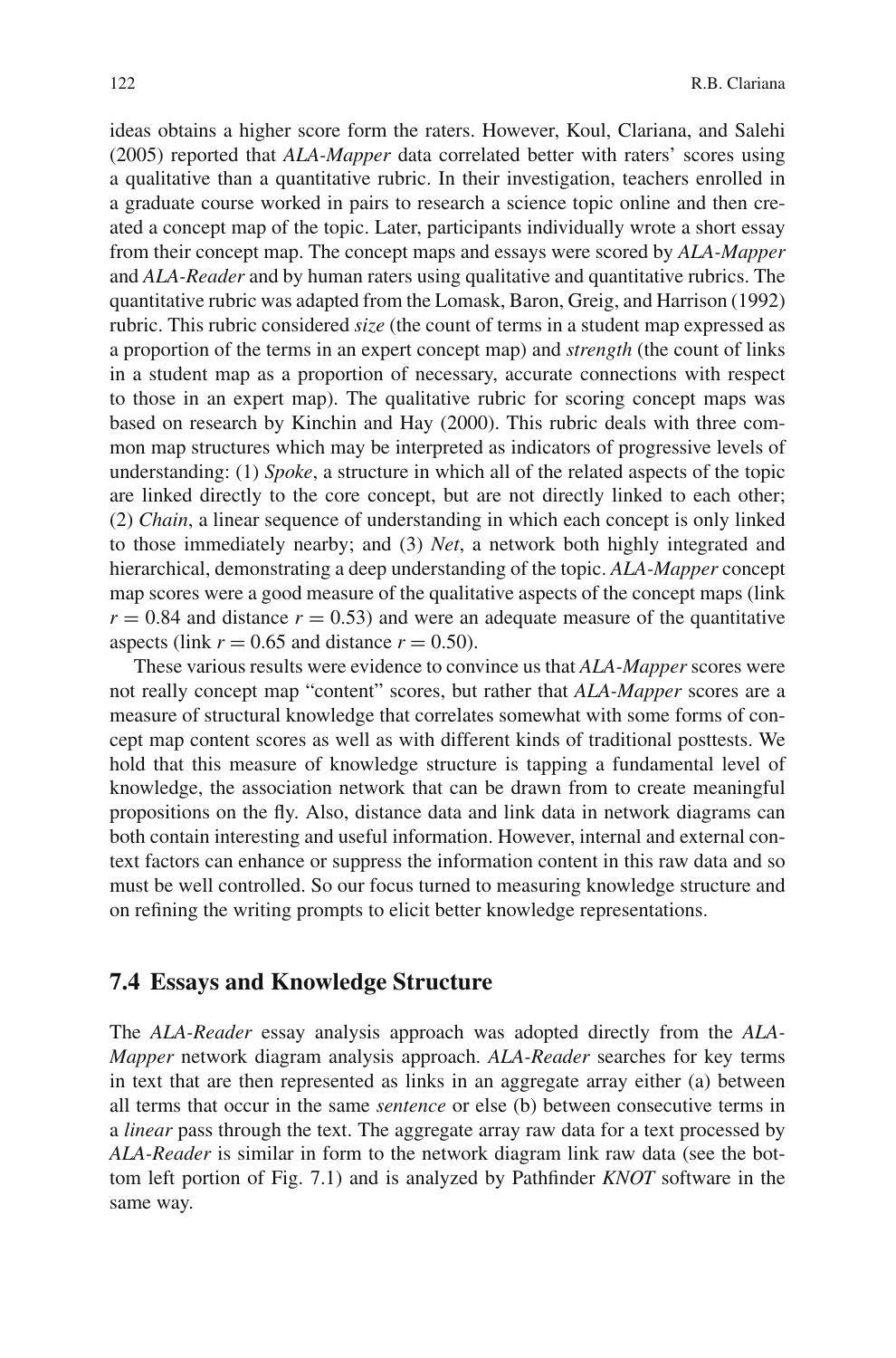ideas obtains a higher score form the raters. However, Koul, Clariana, and Salehi (2005) reported that *ALA-Mapper* data correlated better with raters' scores using a qualitative than a quantitative rubric. In their investigation, teachers enrolled in a graduate course worked in pairs to research a science topic online and then created a concept map of the topic. Later, participants individually wrote a short essay from their concept map. The concept maps and essays were scored by *ALA-Mapper* and *ALA-Reader* and by human raters using qualitative and quantitative rubrics. The quantitative rubric was adapted from the Lomask, Baron, Greig, and Harrison (1992) rubric. This rubric considered *size* (the count of terms in a student map expressed as a proportion of the terms in an expert concept map) and *strength* (the count of links in a student map as a proportion of necessary, accurate connections with respect to those in an expert map). The qualitative rubric for scoring concept maps was based on research by Kinchin and Hay (2000). This rubric deals with three common map structures which may be interpreted as indicators of progressive levels of understanding: (1) *Spoke*, a structure in which all of the related aspects of the topic are linked directly to the core concept, but are not directly linked to each other; (2) *Chain*, a linear sequence of understanding in which each concept is only linked to those immediately nearby; and (3) *Net*, a network both highly integrated and hierarchical, demonstrating a deep understanding of the topic. *ALA-Mapper* concept map scores were a good measure of the qualitative aspects of the concept maps (link $r = 0.84$ and distance $r = 0.53$) and were an adequate measure of the quantitative aspects (link $r = 0.65$ and distance $r = 0.50$).

These various results were evidence to convince us that *ALA-Mapper* scores were not really concept map "content" scores, but rather that *ALA-Mapper* scores are a measure of structural knowledge that correlates somewhat with some forms of concept map content scores as well as with different kinds of traditional posttests. We hold that this measure of knowledge structure is tapping a fundamental level of knowledge, the association network that can be drawn from to create meaningful propositions on the fly. Also, distance data and link data in network diagrams can both contain interesting and useful information. However, internal and external context factors can enhance or suppress the information content in this raw data and so must be well controlled. So our focus turned to measuring knowledge structure and on refining the writing prompts to elicit better knowledge representations.

## 7.4 Essays and Knowledge Structure

The *ALA-Reader* essay analysis approach was adopted directly from the *ALA-Mapper* network diagram analysis approach. *ALA-Reader* searches for key terms in text that are then represented as links in an aggregate array either (a) between all terms that occur in the same *sentence* or else (b) between consecutive terms in a *linear* pass through the text. The aggregate array raw data for a text processed by *ALA-Reader* is similar in form to the network diagram link raw data (see the bottom left portion of Fig. 7.1) and is analyzed by Pathfinder *KNOT* software in the same way.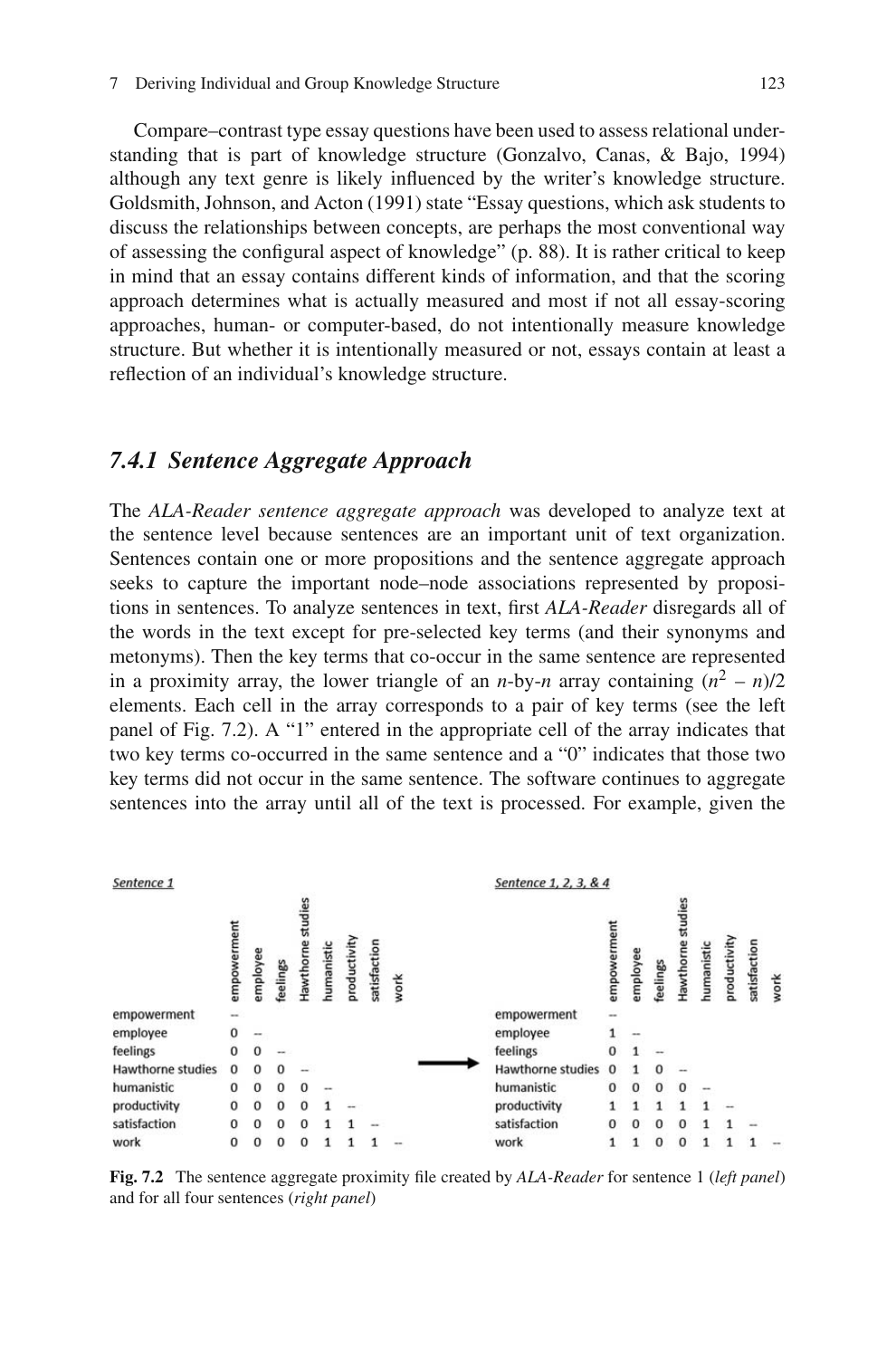Compare–contrast type essay questions have been used to assess relational understanding that is part of knowledge structure (Gonzalvo, Canas, & Bajo, 1994) although any text genre is likely influenced by the writer's knowledge structure. Goldsmith, Johnson, and Acton (1991) state "Essay questions, which ask students to discuss the relationships between concepts, are perhaps the most conventional way of assessing the configural aspect of knowledge" (p. 88). It is rather critical to keep in mind that an essay contains different kinds of information, and that the scoring approach determines what is actually measured and most if not all essay-scoring approaches, human- or computer-based, do not intentionally measure knowledge structure. But whether it is intentionally measured or not, essays contain at least a reflection of an individual's knowledge structure.

### *7.4.1 Sentence Aggregate Approach*

The *ALA-Reader sentence aggregate approach* was developed to analyze text at the sentence level because sentences are an important unit of text organization. Sentences contain one or more propositions and the sentence aggregate approach seeks to capture the important node–node associations represented by propositions in sentences. To analyze sentences in text, first *ALA-Reader* disregards all of the words in the text except for pre-selected key terms (and their synonyms and metonyms). Then the key terms that co-occur in the same sentence are represented in a proximity array, the lower triangle of an $n$-by-$n$ array containing $(n^2 - n)/2$ elements. Each cell in the array corresponds to a pair of key terms (see the left panel of Fig. 7.2). A "1" entered in the appropriate cell of the array indicates that two key terms co-occurred in the same sentence and a "0" indicates that those two key terms did not occur in the same sentence. The software continues to aggregate sentences into the array until all of the text is processed. For example, given the

Sentence 1

| | empowerment | employee | feelings | Hawthorne studies | humanistic | productivity | satisfaction | work |
|---|---|---|---|---|---|---|---|---|
| empowerment | -- | | | | | | | |
| employee | 0 | -- | | | | | | |
| feelings | 0 | 0 | -- | | | | | |
| Hawthorne studies | 0 | 0 | 0 | -- | | | | |
| humanistic | 0 | 0 | 0 | 0 | -- | | | |
| productivity | 0 | 0 | 0 | 0 | 1 | -- | | |
| satisfaction | 0 | 0 | 0 | 0 | 1 | 1 | -- | |
| work | 0 | 0 | 0 | 0 | 1 | 1 | 1 | -- |

Sentence 1, 2, 3, & 4

| | empowerment | employee | feelings | Hawthorne studies | humanistic | productivity | satisfaction | work |
|---|---|---|---|---|---|---|---|---|
| empowerment | -- | | | | | | | |
| employee | 1 | -- | | | | | | |
| feelings | 0 | 1 | -- | | | | | |
| Hawthorne studies | 0 | 1 | 0 | -- | | | | |
| humanistic | 0 | 0 | 0 | 0 | -- | | | |
| productivity | 1 | 1 | 1 | 1 | 1 | -- | | |
| satisfaction | 0 | 0 | 0 | 0 | 1 | 1 | -- | |
| work | 1 | 1 | 0 | 0 | 1 | 1 | 1 | -- |

**Fig. 7.2** The sentence aggregate proximity file created by *ALA-Reader* for sentence 1 (*left panel*) and for all four sentences (*right panel*)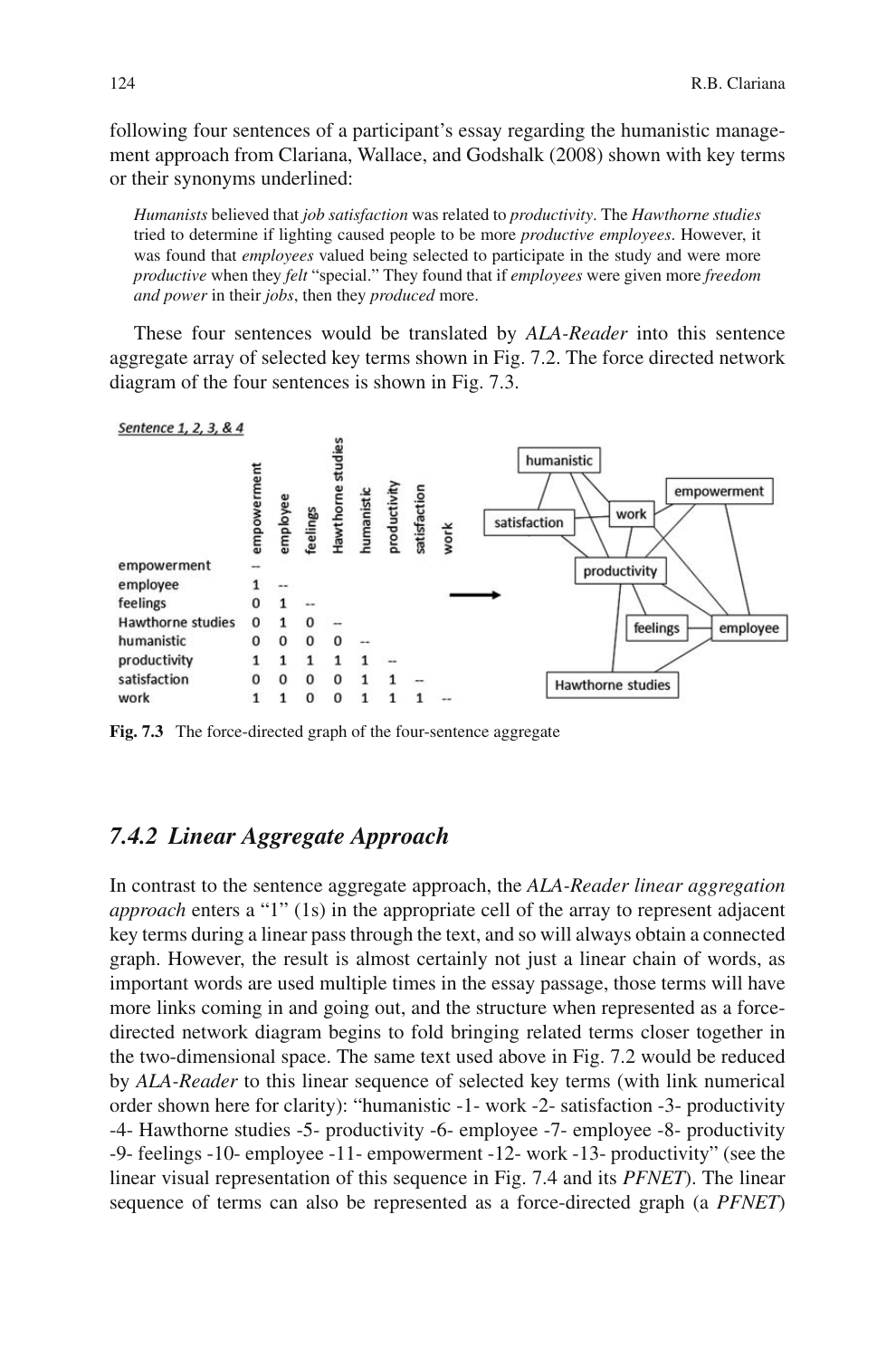following four sentences of a participant's essay regarding the humanistic management approach from Clariana, Wallace, and Godshalk (2008) shown with key terms or their synonyms underlined:

> *Humanists* believed that *job satisfaction* was related to *productivity*. The *Hawthorne studies* tried to determine if lighting caused people to be more *productive employees*. However, it was found that *employees* valued being selected to participate in the study and were more *productive* when they *felt* "special." They found that if *employees* were given more *freedom and power* in their *jobs*, then they *produced* more.

These four sentences would be translated by *ALA-Reader* into this sentence aggregate array of selected key terms shown in Fig. 7.2. The force directed network diagram of the four sentences is shown in Fig. 7.3.

Sentence 1, 2, 3, & 4

| | empowerment | employee | feelings | Hawthorne studies | humanistic | productivity | satisfaction | work |
|---|---|---|---|---|---|---|---|---|
| empowerment | -- | | | | | | | |
| employee | 1 | -- | | | | | | |
| feelings | 0 | 1 | -- | | | | | |
| Hawthorne studies | 0 | 1 | 0 | -- | | | | |
| humanistic | 0 | 0 | 0 | 0 | -- | | | |
| productivity | 1 | 1 | 1 | 1 | 1 | -- | | |
| satisfaction | 0 | 0 | 0 | 0 | 1 | 1 | -- | |
| work | 1 | 1 | 0 | 0 | 1 | 1 | 1 | -- |

**Fig. 7.3** The force-directed graph of the four-sentence aggregate

## 7.4.2 Linear Aggregate Approach

In contrast to the sentence aggregate approach, the *ALA-Reader linear aggregation approach* enters a "1" (1s) in the appropriate cell of the array to represent adjacent key terms during a linear pass through the text, and so will always obtain a connected graph. However, the result is almost certainly not just a linear chain of words, as important words are used multiple times in the essay passage, those terms will have more links coming in and going out, and the structure when represented as a force-directed network diagram begins to fold bringing related terms closer together in the two-dimensional space. The same text used above in Fig. 7.2 would be reduced by *ALA-Reader* to this linear sequence of selected key terms (with link numerical order shown here for clarity): "humanistic -1- work -2- satisfaction -3- productivity -4- Hawthorne studies -5- productivity -6- employee -7- employee -8- productivity -9- feelings -10- employee -11- empowerment -12- work -13- productivity" (see the linear visual representation of this sequence in Fig. 7.4 and its *PFNET*). The linear sequence of terms can also be represented as a force-directed graph (a *PFNET*)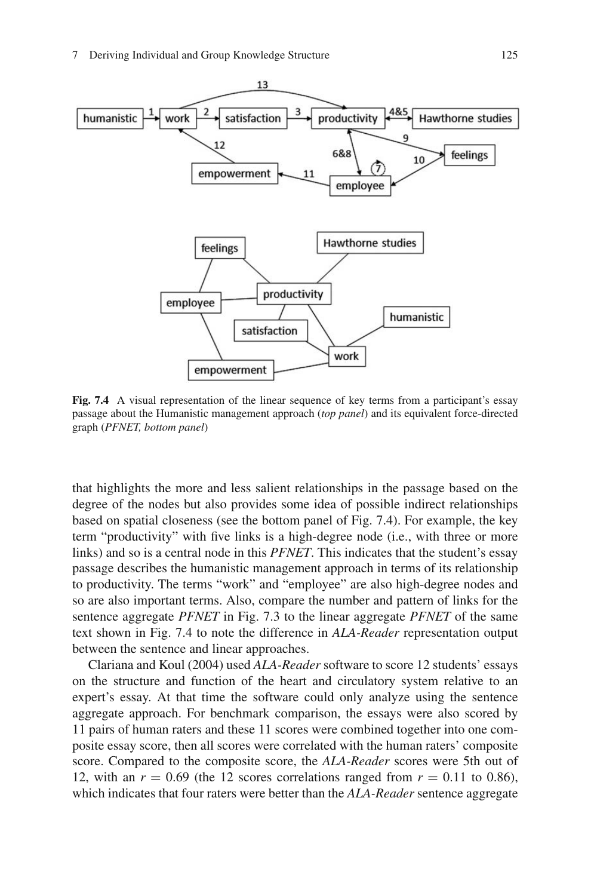**Fig. 7.4** A visual representation of the linear sequence of key terms from a participant's essay passage about the Humanistic management approach (*top panel*) and its equivalent force-directed graph (*PFNET, bottom panel*)

that highlights the more and less salient relationships in the passage based on the degree of the nodes but also provides some idea of possible indirect relationships based on spatial closeness (see the bottom panel of Fig. 7.4). For example, the key term "productivity" with five links is a high-degree node (i.e., with three or more links) and so is a central node in this *PFNET*. This indicates that the student's essay passage describes the humanistic management approach in terms of its relationship to productivity. The terms "work" and "employee" are also high-degree nodes and so are also important terms. Also, compare the number and pattern of links for the sentence aggregate *PFNET* in Fig. 7.3 to the linear aggregate *PFNET* of the same text shown in Fig. 7.4 to note the difference in *ALA-Reader* representation output between the sentence and linear approaches.

Clariana and Koul (2004) used *ALA-Reader* software to score 12 students' essays on the structure and function of the heart and circulatory system relative to an expert's essay. At that time the software could only analyze using the sentence aggregate approach. For benchmark comparison, the essays were also scored by 11 pairs of human raters and these 11 scores were combined together into one composite essay score, then all scores were correlated with the human raters' composite score. Compared to the composite score, the *ALA-Reader* scores were 5th out of 12, with an $r = 0.69$ (the 12 scores correlations ranged from $r = 0.11$ to $0.86$), which indicates that four raters were better than the *ALA-Reader* sentence aggregate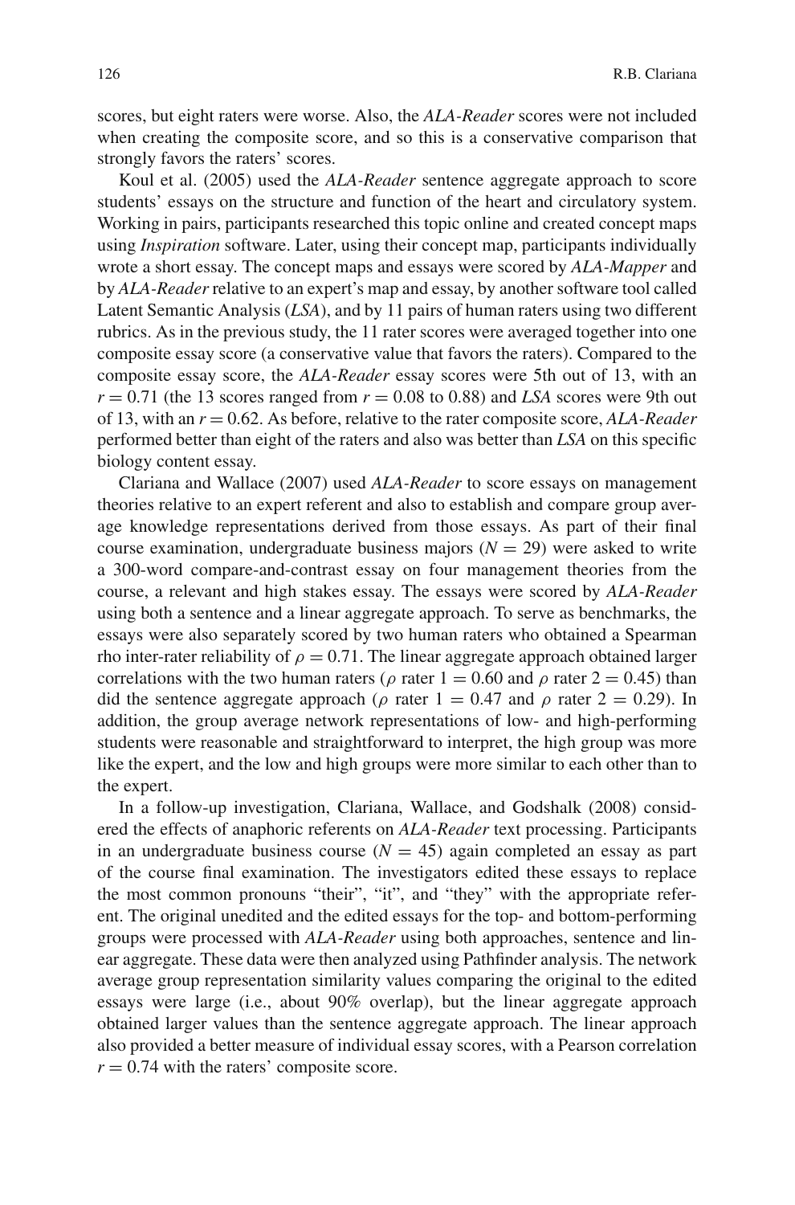scores, but eight raters were worse. Also, the *ALA-Reader* scores were not included when creating the composite score, and so this is a conservative comparison that strongly favors the raters' scores.

Koul et al. (2005) used the *ALA-Reader* sentence aggregate approach to score students' essays on the structure and function of the heart and circulatory system. Working in pairs, participants researched this topic online and created concept maps using *Inspiration* software. Later, using their concept map, participants individually wrote a short essay. The concept maps and essays were scored by *ALA-Mapper* and by *ALA-Reader* relative to an expert's map and essay, by another software tool called Latent Semantic Analysis (*LSA*), and by 11 pairs of human raters using two different rubrics. As in the previous study, the 11 rater scores were averaged together into one composite essay score (a conservative value that favors the raters). Compared to the composite essay score, the *ALA-Reader* essay scores were 5th out of 13, with an $r = 0.71$ (the 13 scores ranged from $r = 0.08$ to 0.88) and *LSA* scores were 9th out of 13, with an $r = 0.62$. As before, relative to the rater composite score, *ALA-Reader* performed better than eight of the raters and also was better than *LSA* on this specific biology content essay.

Clariana and Wallace (2007) used *ALA-Reader* to score essays on management theories relative to an expert referent and also to establish and compare group average knowledge representations derived from those essays. As part of their final course examination, undergraduate business majors ($N = 29$) were asked to write a 300-word compare-and-contrast essay on four management theories from the course, a relevant and high stakes essay. The essays were scored by *ALA-Reader* using both a sentence and a linear aggregate approach. To serve as benchmarks, the essays were also separately scored by two human raters who obtained a Spearman rho inter-rater reliability of $\rho = 0.71$. The linear aggregate approach obtained larger correlations with the two human raters ($\rho$ rater $1 = 0.60$ and $\rho$ rater $2 = 0.45$) than did the sentence aggregate approach ($\rho$ rater $1 = 0.47$ and $\rho$ rater $2 = 0.29$). In addition, the group average network representations of low- and high-performing students were reasonable and straightforward to interpret, the high group was more like the expert, and the low and high groups were more similar to each other than to the expert.

In a follow-up investigation, Clariana, Wallace, and Godshalk (2008) considered the effects of anaphoric referents on *ALA-Reader* text processing. Participants in an undergraduate business course ($N = 45$) again completed an essay as part of the course final examination. The investigators edited these essays to replace the most common pronouns "their", "it", and "they" with the appropriate referent. The original unedited and the edited essays for the top- and bottom-performing groups were processed with *ALA-Reader* using both approaches, sentence and linear aggregate. These data were then analyzed using Pathfinder analysis. The network average group representation similarity values comparing the original to the edited essays were large (i.e., about 90% overlap), but the linear aggregate approach obtained larger values than the sentence aggregate approach. The linear approach also provided a better measure of individual essay scores, with a Pearson correlation $r = 0.74$ with the raters' composite score.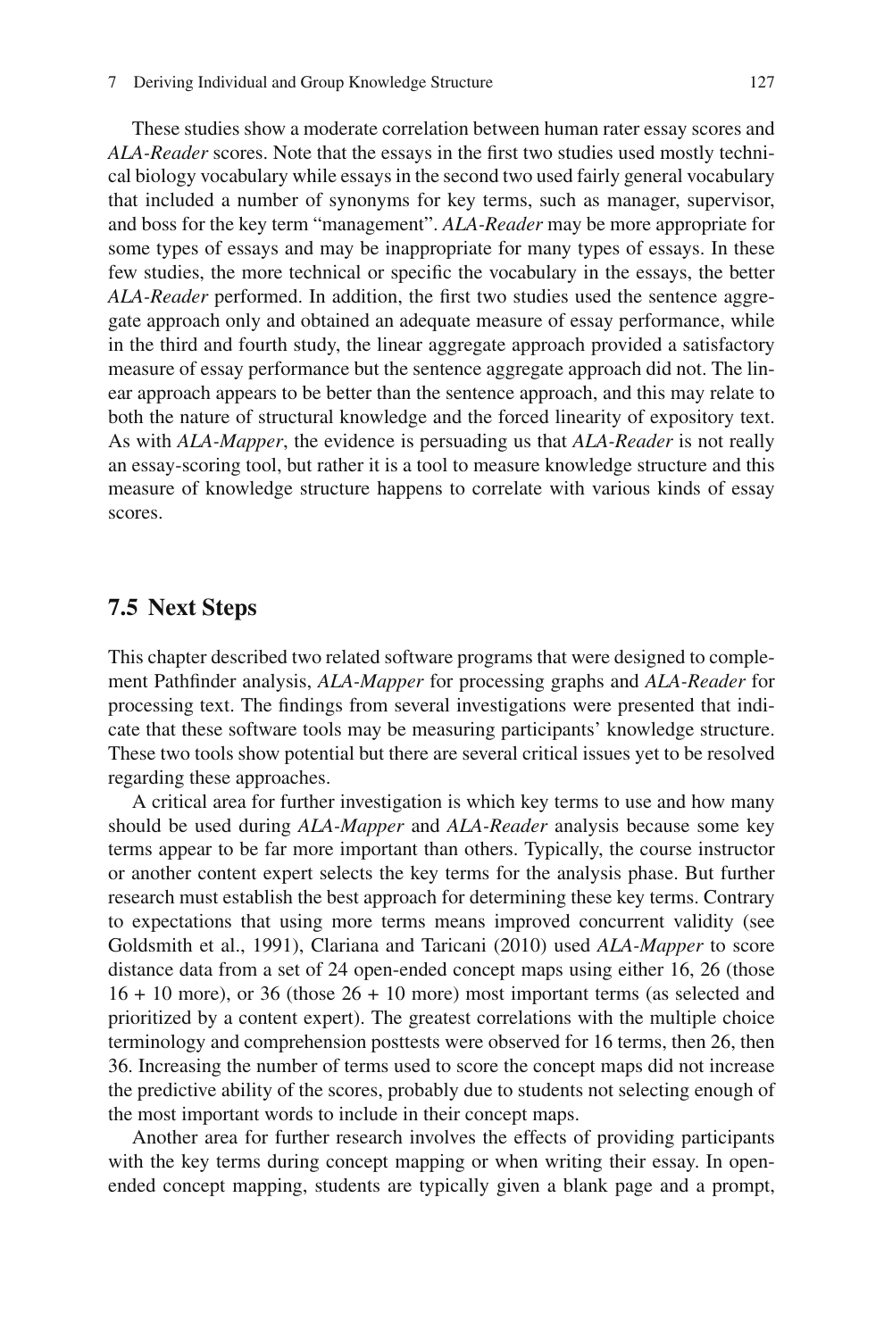These studies show a moderate correlation between human rater essay scores and *ALA-Reader* scores. Note that the essays in the first two studies used mostly technical biology vocabulary while essays in the second two used fairly general vocabulary that included a number of synonyms for key terms, such as manager, supervisor, and boss for the key term "management". *ALA-Reader* may be more appropriate for some types of essays and may be inappropriate for many types of essays. In these few studies, the more technical or specific the vocabulary in the essays, the better *ALA-Reader* performed. In addition, the first two studies used the sentence aggregate approach only and obtained an adequate measure of essay performance, while in the third and fourth study, the linear aggregate approach provided a satisfactory measure of essay performance but the sentence aggregate approach did not. The linear approach appears to be better than the sentence approach, and this may relate to both the nature of structural knowledge and the forced linearity of expository text. As with *ALA-Mapper*, the evidence is persuading us that *ALA-Reader* is not really an essay-scoring tool, but rather it is a tool to measure knowledge structure and this measure of knowledge structure happens to correlate with various kinds of essay scores.

## 7.5 Next Steps

This chapter described two related software programs that were designed to complement Pathfinder analysis, *ALA-Mapper* for processing graphs and *ALA-Reader* for processing text. The findings from several investigations were presented that indicate that these software tools may be measuring participants' knowledge structure. These two tools show potential but there are several critical issues yet to be resolved regarding these approaches.

A critical area for further investigation is which key terms to use and how many should be used during *ALA-Mapper* and *ALA-Reader* analysis because some key terms appear to be far more important than others. Typically, the course instructor or another content expert selects the key terms for the analysis phase. But further research must establish the best approach for determining these key terms. Contrary to expectations that using more terms means improved concurrent validity (see Goldsmith et al., 1991), Clariana and Taricani (2010) used *ALA-Mapper* to score distance data from a set of 24 open-ended concept maps using either 16, 26 (those 16 + 10 more), or 36 (those 26 + 10 more) most important terms (as selected and prioritized by a content expert). The greatest correlations with the multiple choice terminology and comprehension posttests were observed for 16 terms, then 26, then 36. Increasing the number of terms used to score the concept maps did not increase the predictive ability of the scores, probably due to students not selecting enough of the most important words to include in their concept maps.

Another area for further research involves the effects of providing participants with the key terms during concept mapping or when writing their essay. In open-ended concept mapping, students are typically given a blank page and a prompt,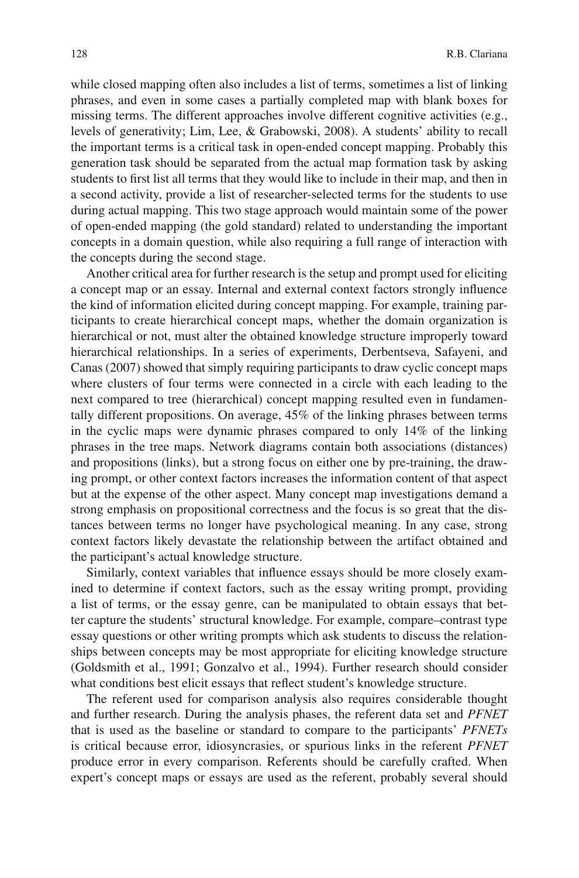while closed mapping often also includes a list of terms, sometimes a list of linking phrases, and even in some cases a partially completed map with blank boxes for missing terms. The different approaches involve different cognitive activities (e.g., levels of generativity; Lim, Lee, & Grabowski, 2008). A students' ability to recall the important terms is a critical task in open-ended concept mapping. Probably this generation task should be separated from the actual map formation task by asking students to first list all terms that they would like to include in their map, and then in a second activity, provide a list of researcher-selected terms for the students to use during actual mapping. This two stage approach would maintain some of the power of open-ended mapping (the gold standard) related to understanding the important concepts in a domain question, while also requiring a full range of interaction with the concepts during the second stage.

Another critical area for further research is the setup and prompt used for eliciting a concept map or an essay. Internal and external context factors strongly influence the kind of information elicited during concept mapping. For example, training participants to create hierarchical concept maps, whether the domain organization is hierarchical or not, must alter the obtained knowledge structure improperly toward hierarchical relationships. In a series of experiments, Derbentseva, Safayeni, and Canas (2007) showed that simply requiring participants to draw cyclic concept maps where clusters of four terms were connected in a circle with each leading to the next compared to tree (hierarchical) concept mapping resulted even in fundamentally different propositions. On average, 45% of the linking phrases between terms in the cyclic maps were dynamic phrases compared to only 14% of the linking phrases in the tree maps. Network diagrams contain both associations (distances) and propositions (links), but a strong focus on either one by pre-training, the drawing prompt, or other context factors increases the information content of that aspect but at the expense of the other aspect. Many concept map investigations demand a strong emphasis on propositional correctness and the focus is so great that the distances between terms no longer have psychological meaning. In any case, strong context factors likely devastate the relationship between the artifact obtained and the participant's actual knowledge structure.

Similarly, context variables that influence essays should be more closely examined to determine if context factors, such as the essay writing prompt, providing a list of terms, or the essay genre, can be manipulated to obtain essays that better capture the students' structural knowledge. For example, compare–contrast type essay questions or other writing prompts which ask students to discuss the relationships between concepts may be most appropriate for eliciting knowledge structure (Goldsmith et al., 1991; Gonzalvo et al., 1994). Further research should consider what conditions best elicit essays that reflect student's knowledge structure.

The referent used for comparison analysis also requires considerable thought and further research. During the analysis phases, the referent data set and *PFNET* that is used as the baseline or standard to compare to the participants' *PFNETs* is critical because error, idiosyncrasies, or spurious links in the referent *PFNET* produce error in every comparison. Referents should be carefully crafted. When expert's concept maps or essays are used as the referent, probably several should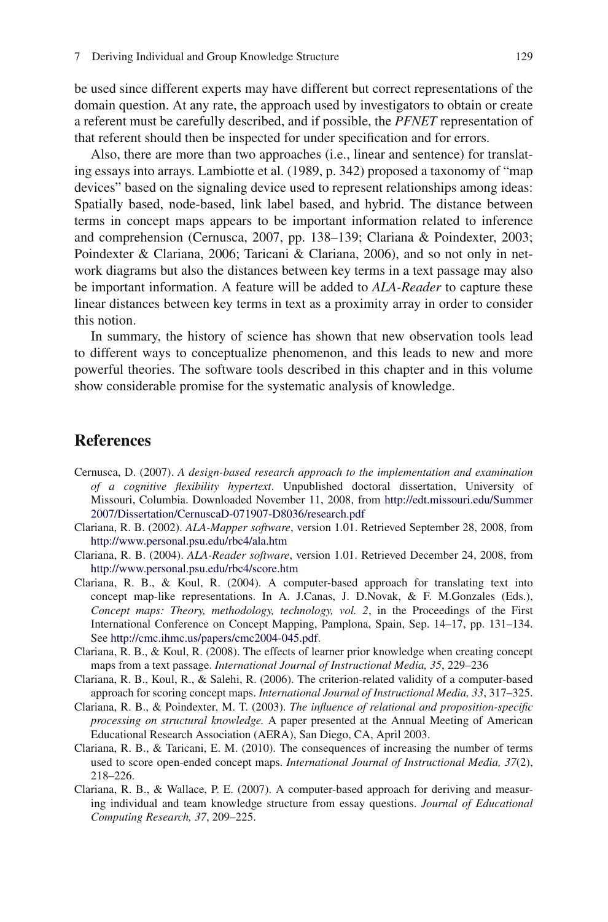be used since different experts may have different but correct representations of the domain question. At any rate, the approach used by investigators to obtain or create a referent must be carefully described, and if possible, the *PFNET* representation of that referent should then be inspected for under specification and for errors.

Also, there are more than two approaches (i.e., linear and sentence) for translating essays into arrays. Lambiotte et al. (1989, p. 342) proposed a taxonomy of "map devices" based on the signaling device used to represent relationships among ideas: Spatially based, node-based, link label based, and hybrid. The distance between terms in concept maps appears to be important information related to inference and comprehension (Cernusca, 2007, pp. 138–139; Clariana & Poindexter, 2003; Poindexter & Clariana, 2006; Taricani & Clariana, 2006), and so not only in network diagrams but also the distances between key terms in a text passage may also be important information. A feature will be added to *ALA-Reader* to capture these linear distances between key terms in text as a proximity array in order to consider this notion.

In summary, the history of science has shown that new observation tools lead to different ways to conceptualize phenomenon, and this leads to new and more powerful theories. The software tools described in this chapter and in this volume show considerable promise for the systematic analysis of knowledge.

## References

Cernusca, D. (2007). *A design-based research approach to the implementation and examination of a cognitive flexibility hypertext*. Unpublished doctoral dissertation, University of Missouri, Columbia. Downloaded November 11, 2008, from http://edt.missouri.edu/Summer2007/Dissertation/CernuscaD-071907-D8036/research.pdf

Clariana, R. B. (2002). *ALA-Mapper software*, version 1.01. Retrieved September 28, 2008, from http://www.personal.psu.edu/rbc4/ala.htm

Clariana, R. B. (2004). *ALA-Reader software*, version 1.01. Retrieved December 24, 2008, from http://www.personal.psu.edu/rbc4/score.htm

Clariana, R. B., & Koul, R. (2004). A computer-based approach for translating text into concept map-like representations. In A. J.Canas, J. D.Novak, & F. M.Gonzales (Eds.), *Concept maps: Theory, methodology, technology, vol. 2*, in the Proceedings of the First International Conference on Concept Mapping, Pamplona, Spain, Sep. 14–17, pp. 131–134. See http://cmc.ihmc.us/papers/cmc2004-045.pdf.

Clariana, R. B., & Koul, R. (2008). The effects of learner prior knowledge when creating concept maps from a text passage. *International Journal of Instructional Media, 35*, 229–236

Clariana, R. B., Koul, R., & Salehi, R. (2006). The criterion-related validity of a computer-based approach for scoring concept maps. *International Journal of Instructional Media, 33*, 317–325.

Clariana, R. B., & Poindexter, M. T. (2003). *The influence of relational and proposition-specific processing on structural knowledge.* A paper presented at the Annual Meeting of American Educational Research Association (AERA), San Diego, CA, April 2003.

Clariana, R. B., & Taricani, E. M. (2010). The consequences of increasing the number of terms used to score open-ended concept maps. *International Journal of Instructional Media, 37*(2), 218–226.

Clariana, R. B., & Wallace, P. E. (2007). A computer-based approach for deriving and measuring individual and team knowledge structure from essay questions. *Journal of Educational Computing Research, 37*, 209–225.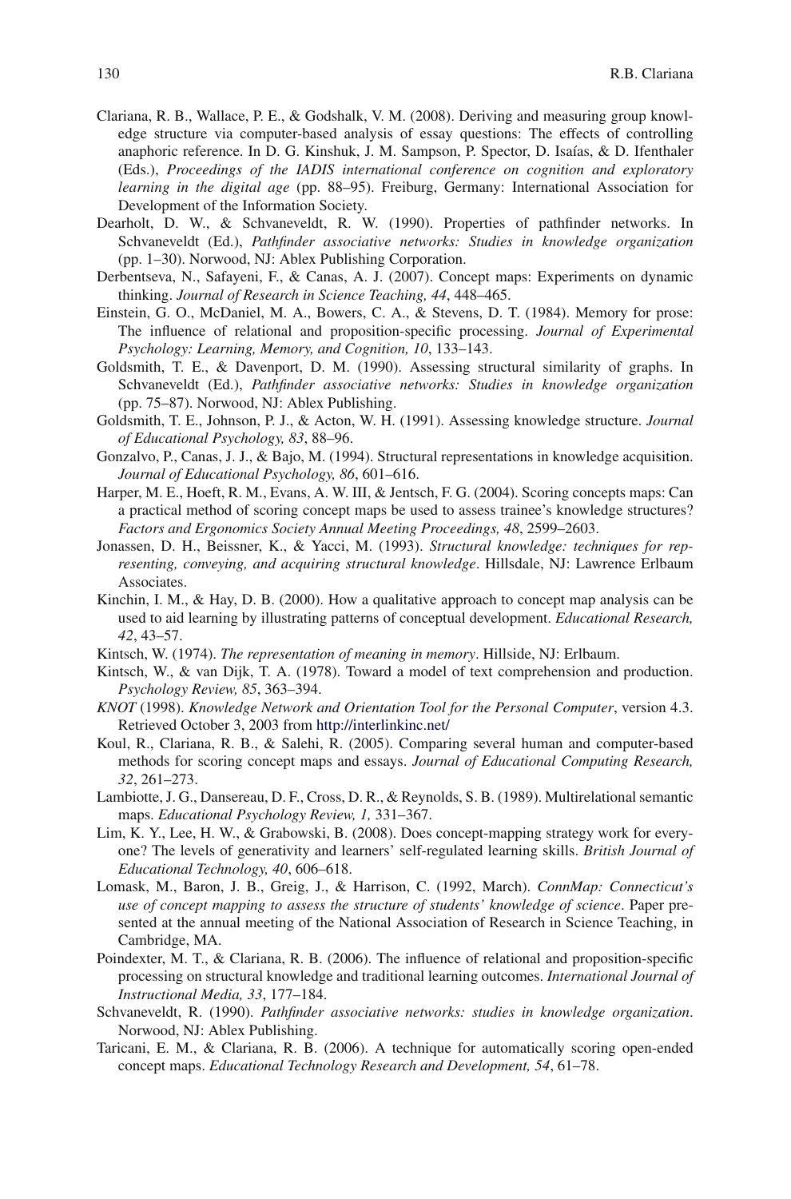Clariana, R. B., Wallace, P. E., & Godshalk, V. M. (2008). Deriving and measuring group knowledge structure via computer-based analysis of essay questions: The effects of controlling anaphoric reference. In D. G. Kinshuk, J. M. Sampson, P. Spector, D. Isaías, & D. Ifenthaler (Eds.), *Proceedings of the IADIS international conference on cognition and exploratory learning in the digital age* (pp. 88–95). Freiburg, Germany: International Association for Development of the Information Society.

Dearholt, D. W., & Schvaneveldt, R. W. (1990). Properties of pathfinder networks. In Schvaneveldt (Ed.), *Pathfinder associative networks: Studies in knowledge organization* (pp. 1–30). Norwood, NJ: Ablex Publishing Corporation.

Derbentseva, N., Safayeni, F., & Canas, A. J. (2007). Concept maps: Experiments on dynamic thinking. *Journal of Research in Science Teaching, 44*, 448–465.

Einstein, G. O., McDaniel, M. A., Bowers, C. A., & Stevens, D. T. (1984). Memory for prose: The influence of relational and proposition-specific processing. *Journal of Experimental Psychology: Learning, Memory, and Cognition, 10*, 133–143.

Goldsmith, T. E., & Davenport, D. M. (1990). Assessing structural similarity of graphs. In Schvaneveldt (Ed.), *Pathfinder associative networks: Studies in knowledge organization* (pp. 75–87). Norwood, NJ: Ablex Publishing.

Goldsmith, T. E., Johnson, P. J., & Acton, W. H. (1991). Assessing knowledge structure. *Journal of Educational Psychology, 83*, 88–96.

Gonzalvo, P., Canas, J. J., & Bajo, M. (1994). Structural representations in knowledge acquisition. *Journal of Educational Psychology, 86*, 601–616.

Harper, M. E., Hoeft, R. M., Evans, A. W. III, & Jentsch, F. G. (2004). Scoring concepts maps: Can a practical method of scoring concept maps be used to assess trainee's knowledge structures? *Factors and Ergonomics Society Annual Meeting Proceedings, 48*, 2599–2603.

Jonassen, D. H., Beissner, K., & Yacci, M. (1993). *Structural knowledge: techniques for representing, conveying, and acquiring structural knowledge*. Hillsdale, NJ: Lawrence Erlbaum Associates.

Kinchin, I. M., & Hay, D. B. (2000). How a qualitative approach to concept map analysis can be used to aid learning by illustrating patterns of conceptual development. *Educational Research, 42*, 43–57.

Kintsch, W. (1974). *The representation of meaning in memory*. Hillside, NJ: Erlbaum.

Kintsch, W., & van Dijk, T. A. (1978). Toward a model of text comprehension and production. *Psychology Review, 85*, 363–394.

*KNOT* (1998). *Knowledge Network and Orientation Tool for the Personal Computer*, version 4.3. Retrieved October 3, 2003 from http://interlinkinc.net/

Koul, R., Clariana, R. B., & Salehi, R. (2005). Comparing several human and computer-based methods for scoring concept maps and essays. *Journal of Educational Computing Research, 32*, 261–273.

Lambiotte, J. G., Dansereau, D. F., Cross, D. R., & Reynolds, S. B. (1989). Multirelational semantic maps. *Educational Psychology Review, 1,* 331–367.

Lim, K. Y., Lee, H. W., & Grabowski, B. (2008). Does concept-mapping strategy work for everyone? The levels of generativity and learners' self-regulated learning skills. *British Journal of Educational Technology, 40*, 606–618.

Lomask, M., Baron, J. B., Greig, J., & Harrison, C. (1992, March). *ConnMap: Connecticut's use of concept mapping to assess the structure of students' knowledge of science*. Paper presented at the annual meeting of the National Association of Research in Science Teaching, in Cambridge, MA.

Poindexter, M. T., & Clariana, R. B. (2006). The influence of relational and proposition-specific processing on structural knowledge and traditional learning outcomes. *International Journal of Instructional Media, 33*, 177–184.

Schvaneveldt, R. (1990). *Pathfinder associative networks: studies in knowledge organization*. Norwood, NJ: Ablex Publishing.

Taricani, E. M., & Clariana, R. B. (2006). A technique for automatically scoring open-ended concept maps. *Educational Technology Research and Development, 54*, 61–78.